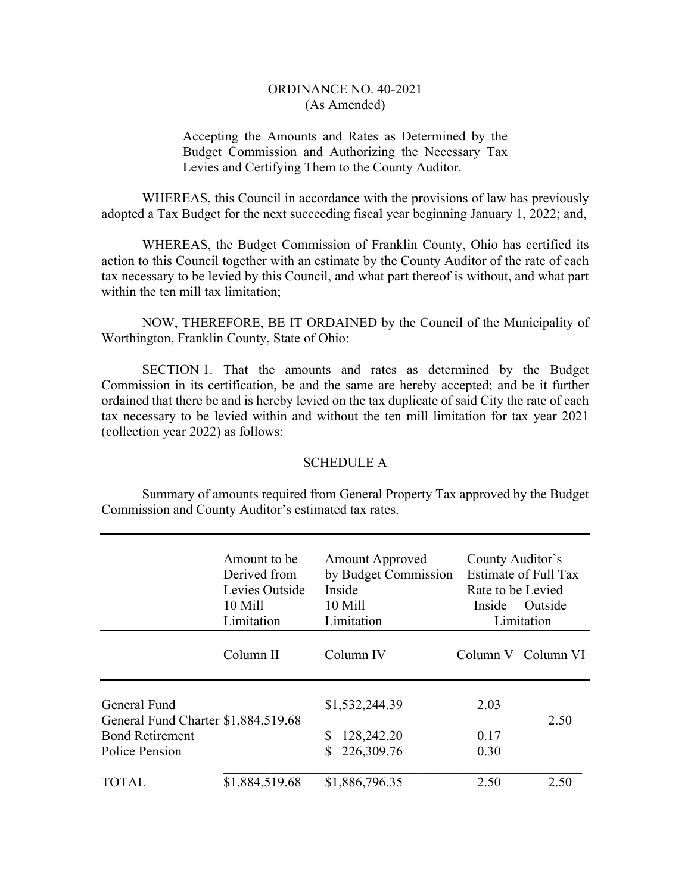ORDINANCE NO. 40-2021
(As Amended)

Accepting the Amounts and Rates as Determined by the Budget Commission and Authorizing the Necessary Tax Levies and Certifying Them to the County Auditor.

WHEREAS, this Council in accordance with the provisions of law has previously adopted a Tax Budget for the next succeeding fiscal year beginning January 1, 2022; and,

WHEREAS, the Budget Commission of Franklin County, Ohio has certified its action to this Council together with an estimate by the County Auditor of the rate of each tax necessary to be levied by this Council, and what part thereof is without, and what part within the ten mill tax limitation;

NOW, THEREFORE, BE IT ORDAINED by the Council of the Municipality of Worthington, Franklin County, State of Ohio:

SECTION 1. That the amounts and rates as determined by the Budget Commission in its certification, be and the same are hereby accepted; and be it further ordained that there be and is hereby levied on the tax duplicate of said City the rate of each tax necessary to be levied within and without the ten mill limitation for tax year 2021 (collection year 2022) as follows:

SCHEDULE A

Summary of amounts required from General Property Tax approved by the Budget Commission and County Auditor's estimated tax rates.

| | Amount to be Derived from Levies Outside 10 Mill Limitation | Amount Approved by Budget Commission Inside 10 Mill Limitation | County Auditor's Estimate of Full Tax Rate to be Levied Inside Limitation | Outside Limitation |
|---|---|---|---|---|
| | Column II | Column IV | Column V | Column VI |
| General Fund | | $1,532,244.39 | 2.03 | |
| General Fund Charter | $1,884,519.68 | | | 2.50 |
| Bond Retirement | | $ 128,242.20 | 0.17 | |
| Police Pension | | $ 226,309.76 | 0.30 | |
| TOTAL | $1,884,519.68 | $1,886,796.35 | 2.50 | 2.50 |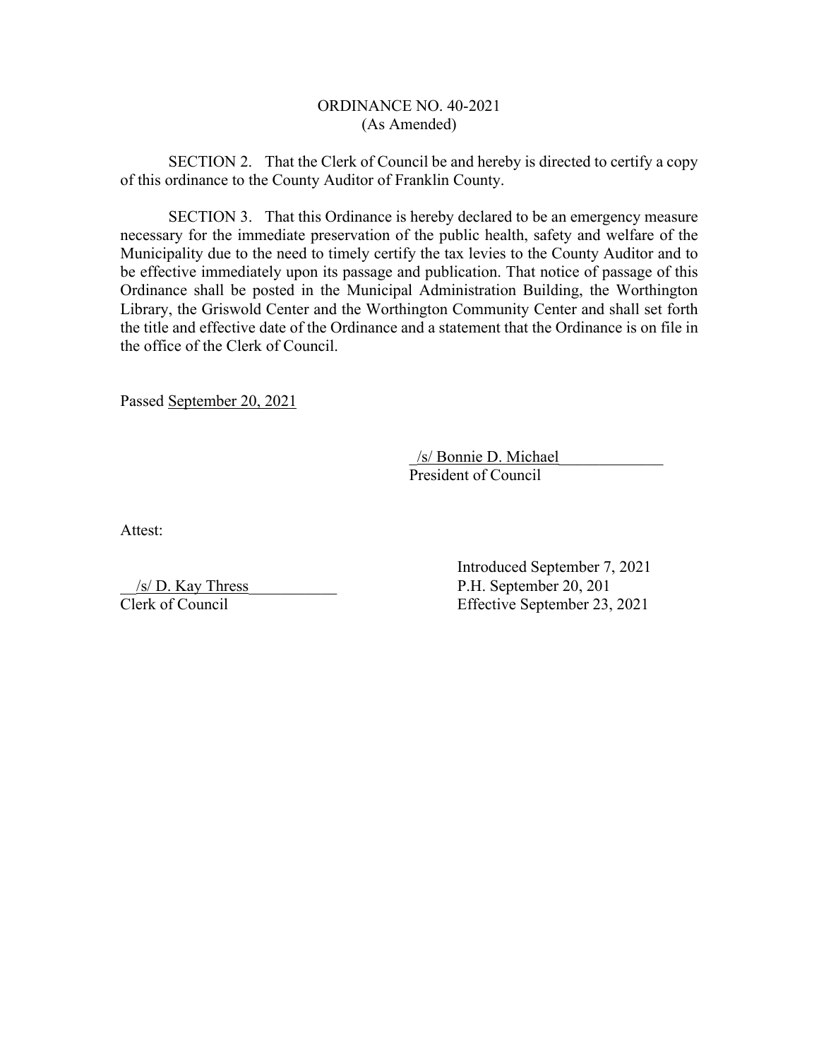ORDINANCE NO. 40-2021
(As Amended)

SECTION 2. That the Clerk of Council be and hereby is directed to certify a copy of this ordinance to the County Auditor of Franklin County.

SECTION 3. That this Ordinance is hereby declared to be an emergency measure necessary for the immediate preservation of the public health, safety and welfare of the Municipality due to the need to timely certify the tax levies to the County Auditor and to be effective immediately upon its passage and publication. That notice of passage of this Ordinance shall be posted in the Municipal Administration Building, the Worthington Library, the Griswold Center and the Worthington Community Center and shall set forth the title and effective date of the Ordinance and a statement that the Ordinance is on file in the office of the Clerk of Council.

Passed September 20, 2021

/s/ Bonnie D. Michael
President of Council

Attest:

/s/ D. Kay Thress
Clerk of Council

Introduced September 7, 2021
P.H. September 20, 201
Effective September 23, 2021